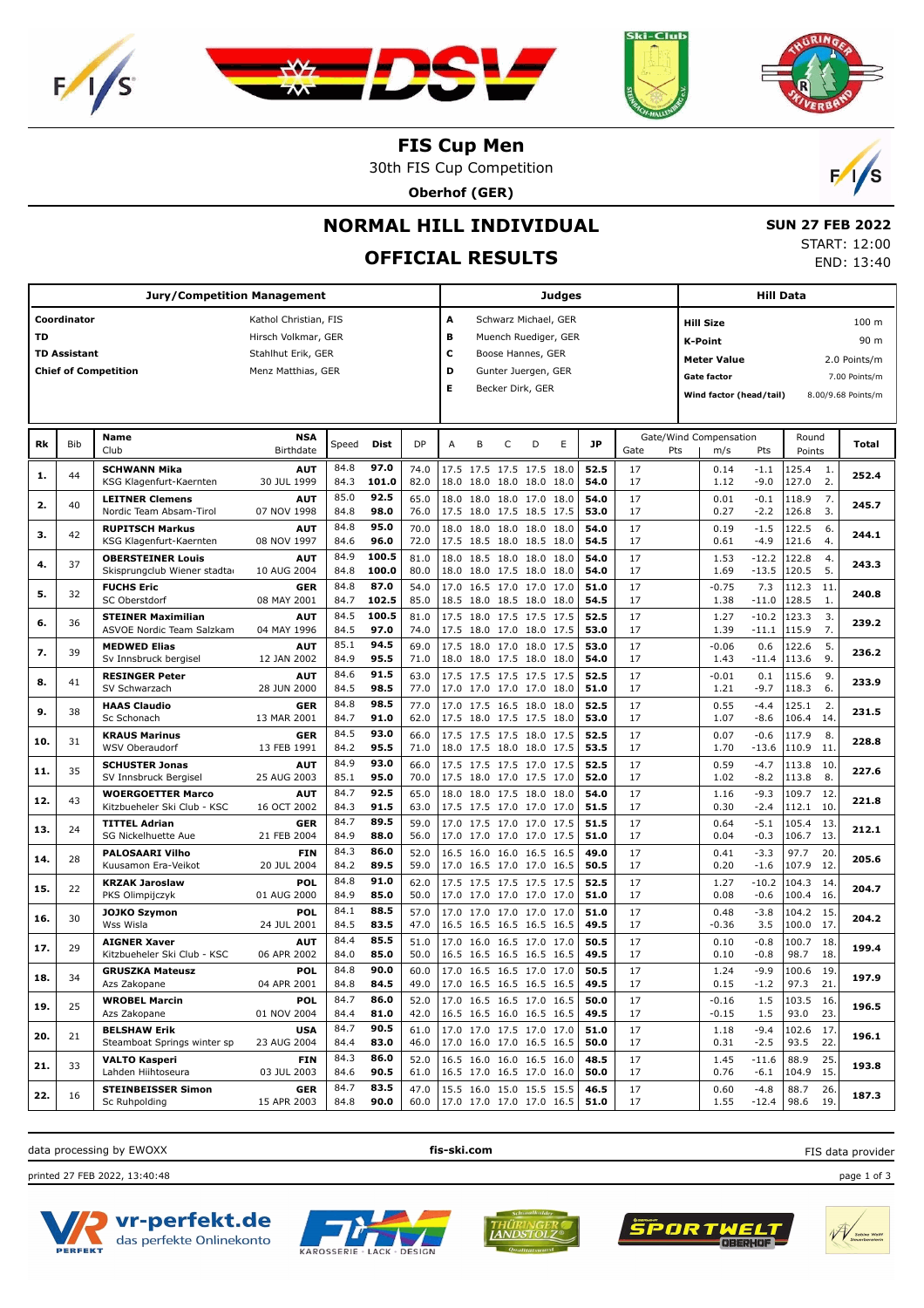# FIS Cup Men

30th FIS Cup Competition

**Oberhof (GER)**

## NORMAL HILL INDIVIDUAL

## OFFICIAL RESULTS

**SUN 27 FEB 2022**
START: 12:00
END: 13:40

| Jury/Competition Management | |
|---|---|
| **Coordinator** | Kathol Christian, FIS |
| **TD** | Hirsch Volkmar, GER |
| **TD Assistant** | Stahlhut Erik, GER |
| **Chief of Competition** | Menz Matthias, GER |

| Judges | |
|---|---|
| **A** | Schwarz Michael, GER |
| **B** | Muench Ruediger, GER |
| **C** | Boose Hannes, GER |
| **D** | Gunter Juergen, GER |
| **E** | Becker Dirk, GER |

| Hill Data | |
|---|---|
| **Hill Size** | 100 m |
| **K-Point** | 90 m |
| **Meter Value** | 2.0 Points/m |
| **Gate factor** | 7.00 Points/m |
| **Wind factor (head/tail)** | 8.00/9.68 Points/m |

| Rk | Bib | Name / Club | NSA / Birthdate | Speed | Dist | DP | A | B | C | D | E | JP | Gate | Pts | m/s | Pts | Round Points | Total |
|---|---|---|---|---|---|---|---|---|---|---|---|---|---|---|---|---|---|---|
| 1. | 44 | **SCHWANN Mika** | **AUT** | 84.8 | **97.0** | 74.0 | 17.5 | 17.5 | 17.5 | 17.5 | 18.0 | **52.5** | 17 | | 0.14 | -1.1 | 125.4 1. | **252.4** |
| | | KSG Klagenfurt-Kaernten | 30 JUL 1999 | 84.3 | **101.0** | 82.0 | 18.0 | 18.0 | 18.0 | 18.0 | 18.0 | **54.0** | 17 | | 1.12 | -9.0 | 127.0 2. | |
| 2. | 40 | **LEITNER Clemens** | **AUT** | 85.0 | **92.5** | 65.0 | 18.0 | 18.0 | 18.0 | 17.0 | 18.0 | **54.0** | 17 | | 0.01 | -0.1 | 118.9 7. | **245.7** |
| | | Nordic Team Absam-Tirol | 07 NOV 1998 | 84.8 | **98.0** | 76.0 | 17.5 | 18.0 | 17.5 | 18.5 | 17.5 | **53.0** | 17 | | 0.27 | -2.2 | 126.8 3. | |
| 3. | 42 | **RUPITSCH Markus** | **AUT** | 84.8 | **95.0** | 70.0 | 18.0 | 18.0 | 18.0 | 18.0 | 18.0 | **54.0** | 17 | | 0.19 | -1.5 | 122.5 6. | **244.1** |
| | | KSG Klagenfurt-Kaernten | 08 NOV 1997 | 84.6 | **96.0** | 72.0 | 17.5 | 18.5 | 18.0 | 18.5 | 18.0 | **54.5** | 17 | | 0.61 | -4.9 | 121.6 4. | |
| 4. | 37 | **OBERSTEINER Louis** | **AUT** | 84.9 | **100.5** | 81.0 | 18.0 | 18.5 | 18.0 | 18.0 | 18.0 | **54.0** | 17 | | 1.53 | -12.2 | 122.8 4. | **243.3** |
| | | Skisprungclub Wiener stadta | 10 AUG 2004 | 84.8 | **100.0** | 80.0 | 18.0 | 18.0 | 17.5 | 18.0 | 18.0 | **54.0** | 17 | | 1.69 | -13.5 | 120.5 5. | |
| 5. | 32 | **FUCHS Eric** | **GER** | 84.8 | **87.0** | 54.0 | 17.0 | 16.5 | 17.0 | 17.0 | 17.0 | **51.0** | 17 | | -0.75 | 7.3 | 112.3 11. | **240.8** |
| | | SC Oberstdorf | 08 MAY 2001 | 84.7 | **102.5** | 85.0 | 18.5 | 18.0 | 18.5 | 18.0 | 18.0 | **54.5** | 17 | | 1.38 | -11.0 | 128.5 1. | |
| 6. | 36 | **STEINER Maximilian** | **AUT** | 84.5 | **100.5** | 81.0 | 17.5 | 18.0 | 17.5 | 17.5 | 17.5 | **52.5** | 17 | | 1.27 | -10.2 | 123.3 3. | **239.2** |
| | | ASVOE Nordic Team Salzkam | 04 MAY 1996 | 84.5 | **97.0** | 74.0 | 17.5 | 18.0 | 17.0 | 18.0 | 17.5 | **53.0** | 17 | | 1.39 | -11.1 | 115.9 7. | |
| 7. | 39 | **MEDWED Elias** | **AUT** | 85.1 | **94.5** | 69.0 | 17.5 | 18.0 | 17.0 | 18.0 | 17.5 | **53.0** | 17 | | -0.06 | 0.6 | 122.6 5. | **236.2** |
| | | Sv Innsbruck bergisel | 12 JAN 2002 | 84.9 | **95.5** | 71.0 | 18.0 | 18.0 | 17.5 | 18.0 | 18.0 | **54.0** | 17 | | 1.43 | -11.4 | 113.6 9. | |
| 8. | 41 | **RESINGER Peter** | **AUT** | 84.6 | **91.5** | 63.0 | 17.5 | 17.5 | 17.5 | 17.5 | 17.5 | **52.5** | 17 | | -0.01 | 0.1 | 115.6 9. | **233.9** |
| | | SV Schwarzach | 28 JUN 2000 | 84.5 | **98.5** | 77.0 | 17.0 | 17.0 | 17.0 | 17.0 | 18.0 | **51.0** | 17 | | 1.21 | -9.7 | 118.3 6. | |
| 9. | 38 | **HAAS Claudio** | **GER** | 84.8 | **98.5** | 77.0 | 17.0 | 17.5 | 16.5 | 18.0 | 18.0 | **52.5** | 17 | | 0.55 | -4.4 | 125.1 2. | **231.5** |
| | | Sc Schonach | 13 MAR 2001 | 84.7 | **91.0** | 62.0 | 17.5 | 18.0 | 17.5 | 17.5 | 18.0 | **53.0** | 17 | | 1.07 | -8.6 | 106.4 14. | |
| 10. | 31 | **KRAUS Marinus** | **GER** | 84.5 | **93.0** | 66.0 | 17.5 | 17.5 | 17.5 | 18.0 | 17.5 | **52.5** | 17 | | 0.07 | -0.6 | 117.9 8. | **228.8** |
| | | WSV Oberaudorf | 13 FEB 1991 | 84.2 | **95.5** | 71.0 | 18.0 | 17.5 | 18.0 | 18.0 | 17.5 | **53.5** | 17 | | 1.70 | -13.6 | 110.9 11. | |
| 11. | 35 | **SCHUSTER Jonas** | **AUT** | 84.9 | **93.0** | 66.0 | 17.5 | 17.5 | 17.5 | 17.0 | 17.5 | **52.5** | 17 | | 0.59 | -4.7 | 113.8 10. | **227.6** |
| | | SV Innsbruck Bergisel | 25 AUG 2003 | 85.1 | **95.0** | 70.0 | 17.5 | 18.0 | 17.0 | 17.5 | 17.0 | **52.0** | 17 | | 1.02 | -8.2 | 113.8 8. | |
| 12. | 43 | **WOERGOETTER Marco** | **AUT** | 84.7 | **92.5** | 65.0 | 18.0 | 18.0 | 17.5 | 18.0 | 18.0 | **54.0** | 17 | | 1.16 | -9.3 | 109.7 12. | **221.8** |
| | | Kitzbueheler Ski Club - KSC | 16 OCT 2002 | 84.3 | **91.5** | 63.0 | 17.5 | 17.5 | 17.0 | 17.0 | 17.0 | **51.5** | 17 | | 0.30 | -2.4 | 112.1 10. | |
| 13. | 24 | **TITTEL Adrian** | **GER** | 84.7 | **89.5** | 59.0 | 17.0 | 17.5 | 17.0 | 17.0 | 17.5 | **51.5** | 17 | | 0.64 | -5.1 | 105.4 13. | **212.1** |
| | | SG Nickelhuette Aue | 21 FEB 2004 | 84.9 | **88.0** | 56.0 | 17.0 | 17.0 | 17.0 | 17.0 | 17.0 | **51.0** | 17 | | 0.04 | -0.3 | 106.7 13. | |
| 14. | 28 | **PALOSAARI Vilho** | **FIN** | 84.3 | **86.0** | 52.0 | 16.5 | 16.0 | 16.0 | 16.5 | 16.5 | **49.0** | 17 | | 0.41 | -3.3 | 97.7 20. | **205.6** |
| | | Kuusamon Era-Veikot | 20 JUL 2004 | 84.2 | **89.5** | 59.0 | 17.0 | 16.5 | 17.0 | 17.0 | 16.5 | **50.5** | 17 | | 0.20 | -1.6 | 107.9 12. | |
| 15. | 22 | **KRZAK Jaroslaw** | **POL** | 84.8 | **91.0** | 62.0 | 17.5 | 17.5 | 17.5 | 17.5 | 17.5 | **52.5** | 17 | | 1.27 | -10.2 | 104.3 14. | **204.7** |
| | | PKS Olimpijczyk | 01 AUG 2000 | 84.9 | **85.0** | 50.0 | 17.0 | 17.0 | 17.0 | 17.0 | 17.0 | **51.0** | 17 | | 0.08 | -0.6 | 100.4 16. | |
| 16. | 30 | **JOJKO Szymon** | **POL** | 84.1 | **88.5** | 57.0 | 17.0 | 17.0 | 17.0 | 17.0 | 17.0 | **51.0** | 17 | | 0.48 | -3.8 | 104.2 15. | **204.2** |
| | | Wss Wisla | 24 JUL 2001 | 84.5 | **83.5** | 47.0 | 16.5 | 16.5 | 16.5 | 16.5 | 16.5 | **49.5** | 17 | | -0.36 | 3.5 | 100.0 17. | |
| 17. | 29 | **AIGNER Xaver** | **AUT** | 84.4 | **85.5** | 51.0 | 17.0 | 16.0 | 16.5 | 17.0 | 17.0 | **50.5** | 17 | | 0.10 | -0.8 | 100.7 18. | **199.4** |
| | | Kitzbueheler Ski Club - KSC | 06 APR 2002 | 84.0 | **85.0** | 50.0 | 16.5 | 16.5 | 16.5 | 16.5 | 16.5 | **49.5** | 17 | | 0.10 | -0.8 | 98.7 18. | |
| 18. | 34 | **GRUSZKA Mateusz** | **POL** | 84.8 | **90.0** | 60.0 | 17.0 | 16.5 | 16.5 | 17.0 | 17.0 | **50.5** | 17 | | 1.24 | -9.9 | 100.6 19. | **197.9** |
| | | Azs Zakopane | 04 APR 2001 | 84.8 | **84.5** | 49.0 | 17.0 | 16.5 | 16.5 | 16.5 | 16.5 | **49.5** | 17 | | 0.15 | -1.2 | 97.3 21. | |
| 19. | 25 | **WROBEL Marcin** | **POL** | 84.7 | **86.0** | 52.0 | 17.0 | 16.5 | 16.5 | 17.0 | 16.5 | **50.0** | 17 | | -0.16 | 1.5 | 103.5 16. | **196.5** |
| | | Azs Zakopane | 01 NOV 2004 | 84.4 | **81.0** | 42.0 | 16.5 | 16.5 | 16.0 | 16.5 | 16.5 | **49.5** | 17 | | -0.15 | 1.5 | 93.0 23. | |
| 20. | 21 | **BELSHAW Erik** | **USA** | 84.7 | **90.5** | 61.0 | 17.0 | 17.0 | 17.5 | 17.0 | 17.0 | **51.0** | 17 | | 1.18 | -9.4 | 102.6 17. | **196.1** |
| | | Steamboat Springs winter sp | 23 AUG 2004 | 84.4 | **83.0** | 46.0 | 17.0 | 16.0 | 17.0 | 16.5 | 16.5 | **50.0** | 17 | | 0.31 | -2.5 | 93.5 22. | |
| 21. | 33 | **VALTO Kasperi** | **FIN** | 84.3 | **86.0** | 52.0 | 16.5 | 16.0 | 16.0 | 16.5 | 16.0 | **48.5** | 17 | | 1.45 | -11.6 | 88.9 25. | **193.8** |
| | | Lahden Hiihtoseura | 03 JUL 2003 | 84.6 | **90.5** | 61.0 | 16.5 | 17.0 | 16.5 | 17.0 | 16.0 | **50.0** | 17 | | 0.76 | -6.1 | 104.9 15. | |
| 22. | 16 | **STEINBEISSER Simon** | **GER** | 84.7 | **83.5** | 47.0 | 15.5 | 16.0 | 15.0 | 15.5 | 15.5 | **46.5** | 17 | | 0.60 | -4.8 | 88.7 26. | **187.3** |
| | | Sc Ruhpolding | 15 APR 2003 | 84.8 | **90.0** | 60.0 | 17.0 | 17.0 | 17.0 | 17.0 | 16.5 | **51.0** | 17 | | 1.55 | -12.4 | 98.6 19. | |

data processing by EWOXX | **fis-ski.com** | FIS data provider

printed 27 FEB 2022, 13:40:48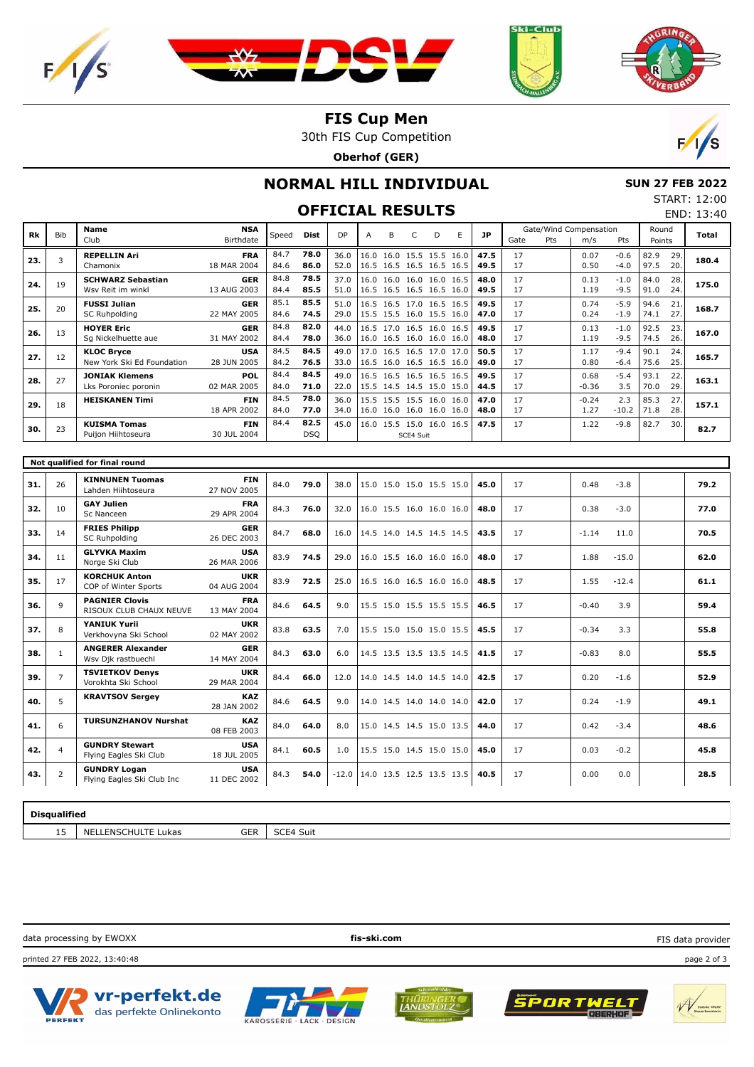# FIS Cup Men

30th FIS Cup Competition

**Oberhof (GER)**

## NORMAL HILL INDIVIDUAL

**SUN 27 FEB 2022**

START: 12:00

END: 13:40

## OFFICIAL RESULTS

| Rk | Bib | Name / Club | NSA / Birthdate | Speed | Dist | DP | A | B | C | D | E | JP | Gate | Pts | m/s | Pts | Round Points | Total |
|---|---|---|---|---|---|---|---|---|---|---|---|---|---|---|---|---|---|---|
| 23. | 3 | **REPELLIN Ari** / Chamonix | **FRA** / 18 MAR 2004 | 84.7 / 84.6 | **78.0** / **86.0** | 36.0 / 52.0 | 16.0 / 16.5 | 16.0 / 16.5 | 15.5 / 16.5 | 15.5 / 16.5 | 16.0 / 16.5 | **47.5** / **49.5** | 17 / 17 | | 0.07 / 0.50 | -0.6 / -4.0 | 82.9 29. / 97.5 20. | **180.4** |
| 24. | 19 | **SCHWARZ Sebastian** / Wsv Reit im winkl | **GER** / 13 AUG 2003 | 84.8 / 84.4 | **78.5** / **85.5** | 37.0 / 51.0 | 16.0 / 16.5 | 16.0 / 16.5 | 16.0 / 16.5 | 16.0 / 16.5 | 16.5 / 16.0 | **48.0** / **49.5** | 17 / 17 | | 0.13 / 1.19 | -1.0 / -9.5 | 84.0 28. / 91.0 24. | **175.0** |
| 25. | 20 | **FUSSI Julian** / SC Ruhpolding | **GER** / 22 MAY 2005 | 85.1 / 84.6 | **85.5** / **74.5** | 51.0 / 29.0 | 16.5 / 15.5 | 16.5 / 15.5 | 17.0 / 16.0 | 16.5 / 15.5 | 16.5 / 16.0 | **49.5** / **47.0** | 17 / 17 | | 0.74 / 0.24 | -5.9 / -1.9 | 94.6 21. / 74.1 27. | **168.7** |
| 26. | 13 | **HOYER Eric** / Sg Nickelhuette aue | **GER** / 31 MAY 2002 | 84.8 / 84.4 | **82.0** / **78.0** | 44.0 / 36.0 | 16.5 / 16.0 | 17.0 / 16.5 | 16.5 / 16.0 | 16.0 / 16.0 | 16.5 / 16.0 | **49.5** / **48.0** | 17 / 17 | | 0.13 / 1.19 | -1.0 / -9.5 | 92.5 23. / 74.5 26. | **167.0** |
| 27. | 12 | **KLOC Bryce** / New York Ski Ed Foundation | **USA** / 28 JUN 2005 | 84.5 / 84.2 | **84.5** / **76.5** | 49.0 / 33.0 | 17.0 / 16.5 | 16.5 / 16.0 | 16.5 / 16.5 | 17.0 / 16.5 | 17.0 / 16.0 | **50.5** / **49.0** | 17 / 17 | | 1.17 / 0.80 | -9.4 / -6.4 | 90.1 24. / 75.6 25. | **165.7** |
| 28. | 27 | **JONIAK Klemens** / Lks Poroniec poronin | **POL** / 02 MAR 2005 | 84.4 / 84.0 | **84.5** / **71.0** | 49.0 / 22.0 | 16.5 / 15.5 | 16.5 / 14.5 | 16.5 / 14.5 | 16.5 / 15.0 | 16.5 / 15.0 | **49.5** / **44.5** | 17 / 17 | | 0.68 / -0.36 | -5.4 / 3.5 | 93.1 22. / 70.0 29. | **163.1** |
| 29. | 18 | **HEISKANEN Timi** | **FIN** / 18 APR 2002 | 84.5 / 84.0 | **78.0** / **77.0** | 36.0 / 34.0 | 15.5 / 16.0 | 15.5 / 16.0 | 15.5 / 16.0 | 16.0 / 16.0 | 16.0 / 16.0 | **47.0** / **48.0** | 17 / 17 | | -0.24 / 1.27 | 2.3 / -10.2 | 85.3 27. / 71.8 28. | **157.1** |
| 30. | 23 | **KUISMA Tomas** / Puijon Hiihtoseura | **FIN** / 30 JUL 2004 | 84.4 | **82.5** / DSQ | 45.0 | 16.0 / SCE4 Suit | 15.5 | 15.0 | 16.0 | 16.5 | **47.5** | 17 | | 1.22 | -9.8 | 82.7 30. | **82.7** |

### Not qualified for final round

| Rk | Bib | Name / Club | NSA / Birthdate | Speed | Dist | DP | A | B | C | D | E | JP | Gate | Pts | m/s | Pts | Round Points | Total |
|---|---|---|---|---|---|---|---|---|---|---|---|---|---|---|---|---|---|---|
| 31. | 26 | **KINNUNEN Tuomas** / Lahden Hiihtoseura | **FIN** / 27 NOV 2005 | 84.0 | **79.0** | 38.0 | 15.0 | 15.0 | 15.0 | 15.5 | 15.0 | **45.0** | 17 | | 0.48 | -3.8 | | **79.2** |
| 32. | 10 | **GAY Julien** / Sc Nanceen | **FRA** / 29 APR 2004 | 84.3 | **76.0** | 32.0 | 16.0 | 15.5 | 16.0 | 16.0 | 16.0 | **48.0** | 17 | | 0.38 | -3.0 | | **77.0** |
| 33. | 14 | **FRIES Philipp** / SC Ruhpolding | **GER** / 26 DEC 2003 | 84.7 | **68.0** | 16.0 | 14.5 | 14.0 | 14.5 | 14.5 | 14.5 | **43.5** | 17 | | -1.14 | 11.0 | | **70.5** |
| 34. | 11 | **GLYVKA Maxim** / Norge Ski Club | **USA** / 26 MAR 2006 | 83.9 | **74.5** | 29.0 | 16.0 | 15.5 | 16.0 | 16.0 | 16.0 | **48.0** | 17 | | 1.88 | -15.0 | | **62.0** |
| 35. | 17 | **KORCHUK Anton** / COP of Winter Sports | **UKR** / 04 AUG 2004 | 83.9 | **72.5** | 25.0 | 16.5 | 16.0 | 16.5 | 16.0 | 16.0 | **48.5** | 17 | | 1.55 | -12.4 | | **61.1** |
| 36. | 9 | **PAGNIER Clovis** / RISOUX CLUB CHAUX NEUVE | **FRA** / 13 MAY 2004 | 84.6 | **64.5** | 9.0 | 15.5 | 15.0 | 15.5 | 15.5 | 15.5 | **46.5** | 17 | | -0.40 | 3.9 | | **59.4** |
| 37. | 8 | **YANIUK Yurii** / Verkhovyna Ski School | **UKR** / 02 MAY 2002 | 83.8 | **63.5** | 7.0 | 15.5 | 15.0 | 15.0 | 15.0 | 15.5 | **45.5** | 17 | | -0.34 | 3.3 | | **55.8** |
| 38. | 1 | **ANGERER Alexander** / Wsv Djk rastbuechl | **GER** / 14 MAY 2004 | 84.3 | **63.0** | 6.0 | 14.5 | 13.5 | 13.5 | 13.5 | 14.5 | **41.5** | 17 | | -0.83 | 8.0 | | **55.5** |
| 39. | 7 | **TSVIETKOV Denys** / Vorokhta Ski School | **UKR** / 29 MAR 2004 | 84.4 | **66.0** | 12.0 | 14.0 | 14.5 | 14.0 | 14.5 | 14.0 | **42.5** | 17 | | 0.20 | -1.6 | | **52.9** |
| 40. | 5 | **KRAVTSOV Sergey** | **KAZ** / 28 JAN 2002 | 84.6 | **64.5** | 9.0 | 14.0 | 14.5 | 14.0 | 14.0 | 14.0 | **42.0** | 17 | | 0.24 | -1.9 | | **49.1** |
| 41. | 6 | **TURSUNZHANOV Nurshat** | **KAZ** / 08 FEB 2003 | 84.0 | **64.0** | 8.0 | 15.0 | 14.5 | 14.5 | 15.0 | 13.5 | **44.0** | 17 | | 0.42 | -3.4 | | **48.6** |
| 42. | 4 | **GUNDRY Stewart** / Flying Eagles Ski Club | **USA** / 18 JUL 2005 | 84.1 | **60.5** | 1.0 | 15.5 | 15.0 | 14.5 | 15.0 | 15.0 | **45.0** | 17 | | 0.03 | -0.2 | | **45.8** |
| 43. | 2 | **GUNDRY Logan** / Flying Eagles Ski Club Inc | **USA** / 11 DEC 2002 | 84.3 | **54.0** | -12.0 | 14.0 | 13.5 | 12.5 | 13.5 | 13.5 | **40.5** | 17 | | 0.00 | 0.0 | | **28.5** |

### Disqualified

| Bib | Name | NSA | Reason |
|---|---|---|---|
| 15 | NELLENSCHULTE Lukas | GER | SCE4 Suit |

data processing by EWOXX | **fis-ski.com** | FIS data provider

printed 27 FEB 2022, 13:40:48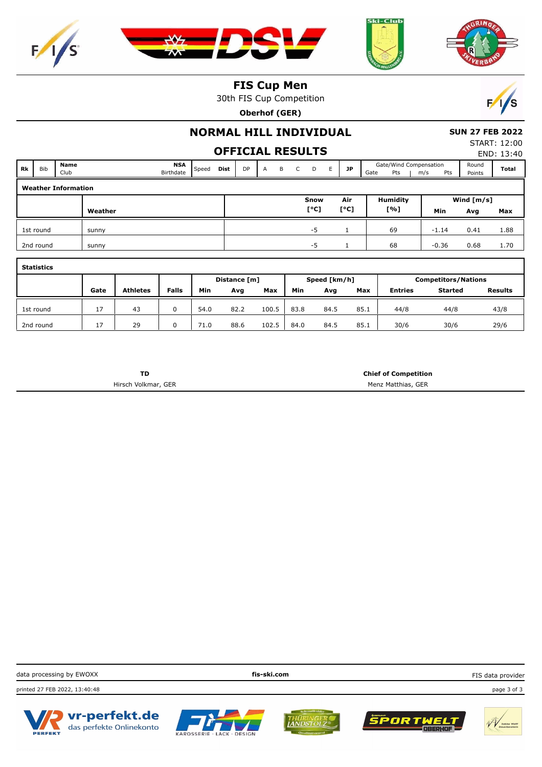# FIS Cup Men

30th FIS Cup Competition

**Oberhof (GER)**

## NORMAL HILL INDIVIDUAL

**SUN 27 FEB 2022**

START: 12:00

END: 13:40

## OFFICIAL RESULTS

| Rk | Bib | Name / Club | NSA / Birthdate | Speed | Dist | DP | A | B | C | D | E | JP | Gate/Wind Compensation: Gate | Pts | m/s | Pts | Round Points | Total |
|---|---|---|---|---|---|---|---|---|---|---|---|---|---|---|---|---|---|---|

### Weather Information

| | Weather | Snow [°C] | Air [°C] | Humidity [%] | Wind [m/s] Min | Avg | Max |
|---|---|---|---|---|---|---|---|
| 1st round | sunny | -5 | 1 | 69 | -1.14 | 0.41 | 1.88 |
| 2nd round | sunny | -5 | 1 | 68 | -0.36 | 0.68 | 1.70 |

### Statistics

| | Gate | Athletes | Falls | Distance [m] Min | Avg | Max | Speed [km/h] Min | Avg | Max | Competitors/Nations Entries | Started | Results |
|---|---|---|---|---|---|---|---|---|---|---|---|---|
| 1st round | 17 | 43 | 0 | 54.0 | 82.2 | 100.5 | 83.8 | 84.5 | 85.1 | 44/8 | 44/8 | 43/8 |
| 2nd round | 17 | 29 | 0 | 71.0 | 88.6 | 102.5 | 84.0 | 84.5 | 85.1 | 30/6 | 30/6 | 29/6 |

**TD**
Hirsch Volkmar, GER

**Chief of Competition**
Menz Matthias, GER

data processing by EWOXX | **fis-ski.com** | FIS data provider

printed 27 FEB 2022, 13:40:48